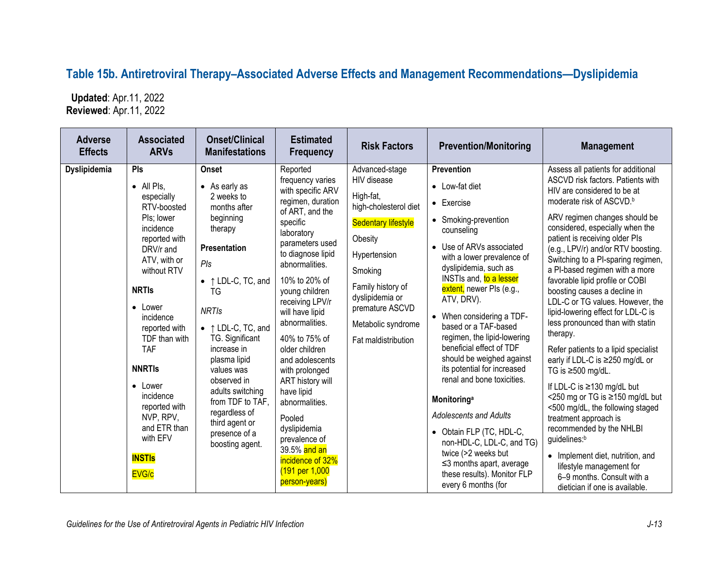## Table 15b. Antiretroviral Therapy–Associated Adverse Effects and Management Recommendations—Dyslipidemia

**Updated**: Apr.11, 2022
**Reviewed**: Apr.11, 2022

| Adverse Effects | Associated ARVs | Onset/Clinical Manifestations | Estimated Frequency | Risk Factors | Prevention/Monitoring | Management |
|---|---|---|---|---|---|---|
| **Dyslipidemia** | **PIs**<br>• All PIs, especially RTV-boosted PIs; lower incidence reported with DRV/r and ATV, with or without RTV<br>**NRTIs**<br>• Lower incidence reported with TDF than with TAF<br>**NNRTIs**<br>• Lower incidence reported with NVP, RPV, and ETR than with EFV<br>**INSTIs**<br>EVG/c | **Onset**<br>• As early as 2 weeks to months after beginning therapy<br>**Presentation**<br>*PIs*<br>• ↑ LDL-C, TC, and TG<br>*NRTIs*<br>• ↑ LDL-C, TC, and TG. Significant increase in plasma lipid values was observed in adults switching from TDF to TAF, regardless of third agent or presence of a boosting agent. | Reported frequency varies with specific ARV regimen, duration of ART, and the specific laboratory parameters used to diagnose lipid abnormalities.<br>10% to 20% of young children receiving LPV/r will have lipid abnormalities.<br>40% to 75% of older children and adolescents with prolonged ART history will have lipid abnormalities.<br>Pooled dyslipidemia prevalence of 39.5% and an incidence of 32% (191 per 1,000 person-years) | Advanced-stage HIV disease<br>High-fat, high-cholesterol diet<br>Sedentary lifestyle<br>Obesity<br>Hypertension<br>Smoking<br>Family history of dyslipidemia or premature ASCVD<br>Metabolic syndrome<br>Fat maldistribution | **Prevention**<br>• Low-fat diet<br>• Exercise<br>• Smoking-prevention counseling<br>• Use of ARVs associated with a lower prevalence of dyslipidemia, such as INSTIs and, to a lesser extent, newer PIs (e.g., ATV, DRV).<br>• When considering a TDF-based or a TAF-based regimen, the lipid-lowering beneficial effect of TDF should be weighed against its potential for increased renal and bone toxicities.<br>**Monitoring**[a]<br>*Adolescents and Adults*<br>• Obtain FLP (TC, HDL-C, non-HDL-C, LDL-C, and TG) twice (>2 weeks but ≤3 months apart, average these results). Monitor FLP every 6 months (for | Assess all patients for additional ASCVD risk factors. Patients with HIV are considered to be at moderate risk of ASCVD.[b]<br>ARV regimen changes should be considered, especially when the patient is receiving older PIs (e.g., LPV/r) and/or RTV boosting. Switching to a PI-sparing regimen, a PI-based regimen with a more favorable lipid profile or COBI boosting causes a decline in LDL-C or TG values. However, the lipid-lowering effect for LDL-C is less pronounced than with statin therapy.<br>Refer patients to a lipid specialist early if LDL-C is ≥250 mg/dL or TG is ≥500 mg/dL.<br>If LDL-C is ≥130 mg/dL but <250 mg or TG is ≥150 mg/dL but <500 mg/dL, the following staged treatment approach is recommended by the NHLBI guidelines:[b]<br>• Implement diet, nutrition, and lifestyle management for 6–9 months. Consult with a dietician if one is available. |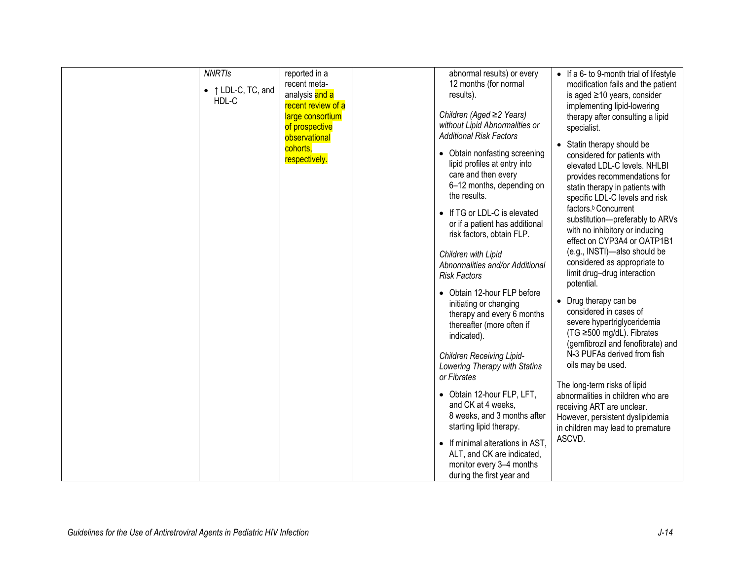| | | | | | | |
|---|---|---|---|---|---|---|
| | | *NNRTIs* <br> • ↑ LDL-C, TC, and HDL-C | reported in a recent meta-analysis and a recent review of a large consortium of prospective observational cohorts, respectively. | | abnormal results) or every 12 months (for normal results). <br><br> *Children (Aged ≥2 Years) without Lipid Abnormalities or Additional Risk Factors* <br> • Obtain nonfasting screening lipid profiles at entry into care and then every 6–12 months, depending on the results. <br> • If TG or LDL-C is elevated or if a patient has additional risk factors, obtain FLP. <br><br> *Children with Lipid Abnormalities and/or Additional Risk Factors* <br> • Obtain 12-hour FLP before initiating or changing therapy and every 6 months thereafter (more often if indicated). <br><br> *Children Receiving Lipid-Lowering Therapy with Statins or Fibrates* <br> • Obtain 12-hour FLP, LFT, and CK at 4 weeks, 8 weeks, and 3 months after starting lipid therapy. <br> • If minimal alterations in AST, ALT, and CK are indicated, monitor every 3–4 months during the first year and | • If a 6- to 9-month trial of lifestyle modification fails and the patient is aged ≥10 years, consider implementing lipid-lowering therapy after consulting a lipid specialist. <br> • Statin therapy should be considered for patients with elevated LDL-C levels. NHLBI provides recommendations for statin therapy in patients with specific LDL-C levels and risk factors.[b] Concurrent substitution—preferably to ARVs with no inhibitory or inducing effect on CYP3A4 or OATP1B1 (e.g., INSTI)—also should be considered as appropriate to limit drug–drug interaction potential. <br> • Drug therapy can be considered in cases of severe hypertriglyceridemia (TG ≥500 mg/dL). Fibrates (gemfibrozil and fenofibrate) and N-3 PUFAs derived from fish oils may be used. <br><br> The long-term risks of lipid abnormalities in children who are receiving ART are unclear. However, persistent dyslipidemia in children may lead to premature ASCVD. |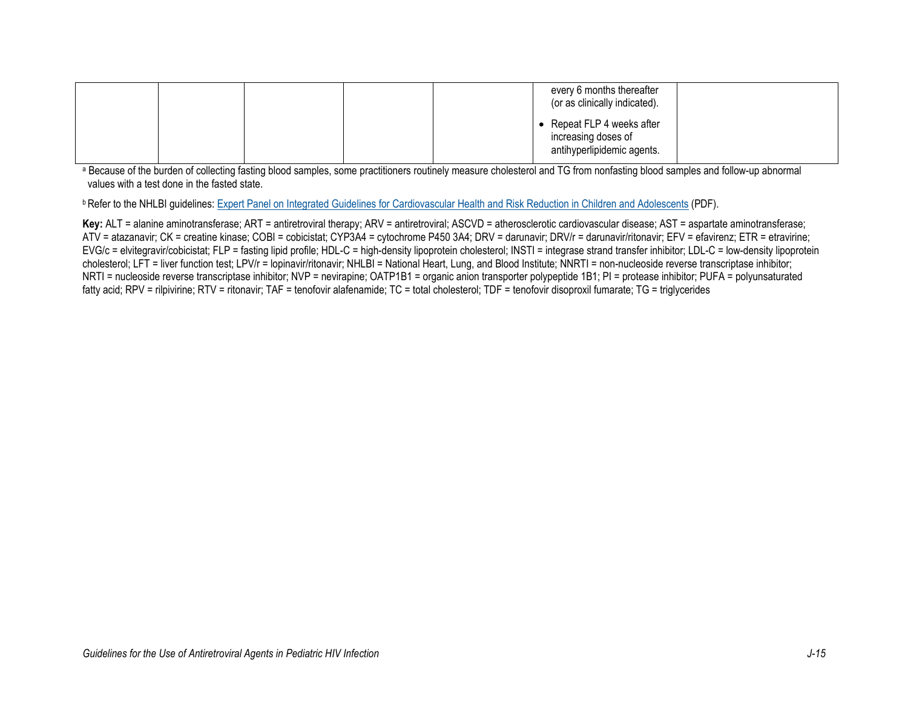| | | | | | | |
|---|---|---|---|---|---|---|
| | | | | | every 6 months thereafter (or as clinically indicated).<br>• Repeat FLP 4 weeks after increasing doses of antihyperlipidemic agents. | |

[a] Because of the burden of collecting fasting blood samples, some practitioners routinely measure cholesterol and TG from nonfasting blood samples and follow-up abnormal values with a test done in the fasted state.

[b] Refer to the NHLBI guidelines: [Expert Panel on Integrated Guidelines for Cardiovascular Health and Risk Reduction in Children and Adolescents](#) (PDF).

**Key:** ALT = alanine aminotransferase; ART = antiretroviral therapy; ARV = antiretroviral; ASCVD = atherosclerotic cardiovascular disease; AST = aspartate aminotransferase; ATV = atazanavir; CK = creatine kinase; COBI = cobicistat; CYP3A4 = cytochrome P450 3A4; DRV = darunavir; DRV/r = darunavir/ritonavir; EFV = efavirenz; ETR = etravirine; EVG/c = elvitegravir/cobicistat; FLP = fasting lipid profile; HDL-C = high-density lipoprotein cholesterol; INSTI = integrase strand transfer inhibitor; LDL-C = low-density lipoprotein cholesterol; LFT = liver function test; LPV/r = lopinavir/ritonavir; NHLBI = National Heart, Lung, and Blood Institute; NNRTI = non-nucleoside reverse transcriptase inhibitor; NRTI = nucleoside reverse transcriptase inhibitor; NVP = nevirapine; OATP1B1 = organic anion transporter polypeptide 1B1; PI = protease inhibitor; PUFA = polyunsaturated fatty acid; RPV = rilpivirine; RTV = ritonavir; TAF = tenofovir alafenamide; TC = total cholesterol; TDF = tenofovir disoproxil fumarate; TG = triglycerides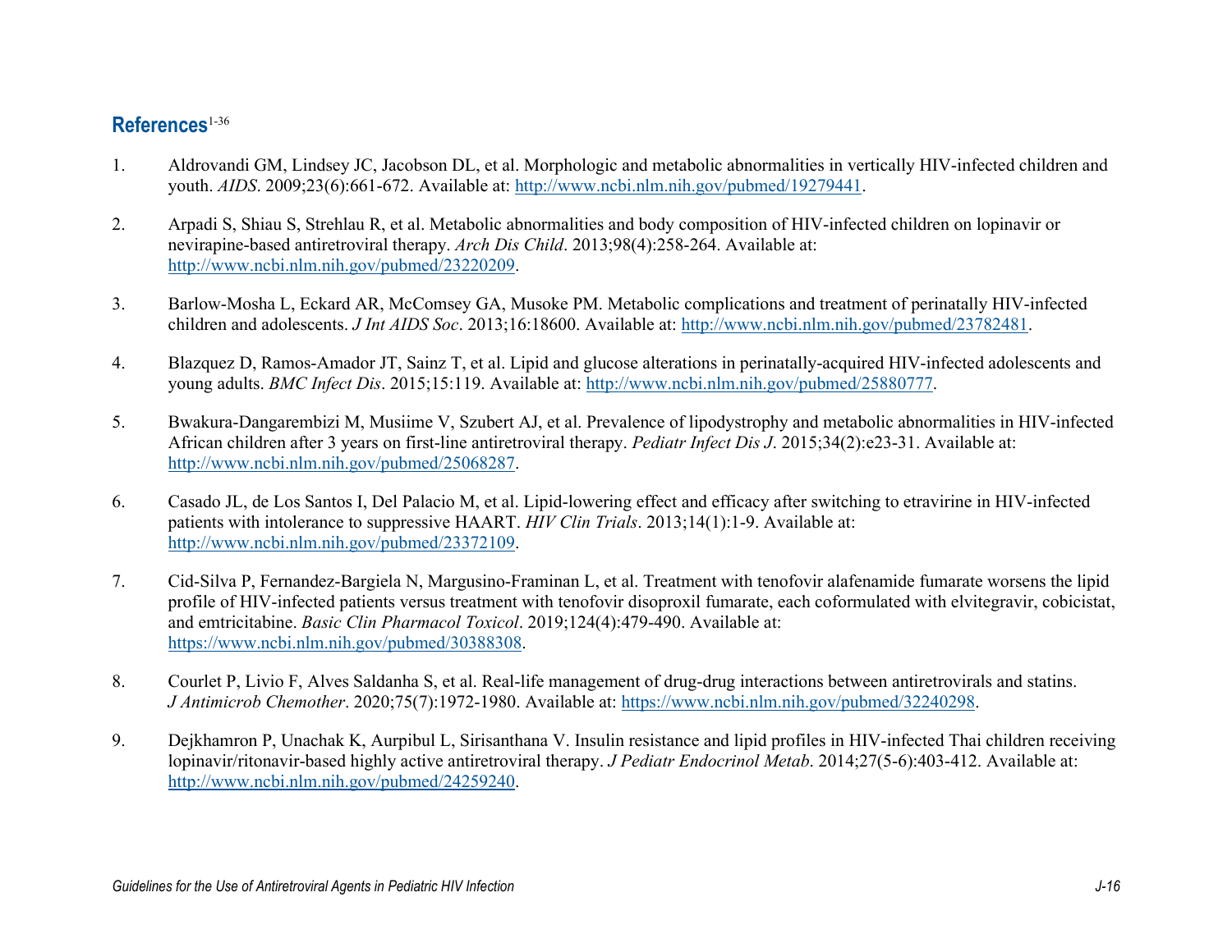## References[1-36]

1. Aldrovandi GM, Lindsey JC, Jacobson DL, et al. Morphologic and metabolic abnormalities in vertically HIV-infected children and youth. *AIDS*. 2009;23(6):661-672. Available at: http://www.ncbi.nlm.nih.gov/pubmed/19279441.

2. Arpadi S, Shiau S, Strehlau R, et al. Metabolic abnormalities and body composition of HIV-infected children on lopinavir or nevirapine-based antiretroviral therapy. *Arch Dis Child*. 2013;98(4):258-264. Available at: http://www.ncbi.nlm.nih.gov/pubmed/23220209.

3. Barlow-Mosha L, Eckard AR, McComsey GA, Musoke PM. Metabolic complications and treatment of perinatally HIV-infected children and adolescents. *J Int AIDS Soc*. 2013;16:18600. Available at: http://www.ncbi.nlm.nih.gov/pubmed/23782481.

4. Blazquez D, Ramos-Amador JT, Sainz T, et al. Lipid and glucose alterations in perinatally-acquired HIV-infected adolescents and young adults. *BMC Infect Dis*. 2015;15:119. Available at: http://www.ncbi.nlm.nih.gov/pubmed/25880777.

5. Bwakura-Dangarembizi M, Musiime V, Szubert AJ, et al. Prevalence of lipodystrophy and metabolic abnormalities in HIV-infected African children after 3 years on first-line antiretroviral therapy. *Pediatr Infect Dis J*. 2015;34(2):e23-31. Available at: http://www.ncbi.nlm.nih.gov/pubmed/25068287.

6. Casado JL, de Los Santos I, Del Palacio M, et al. Lipid-lowering effect and efficacy after switching to etravirine in HIV-infected patients with intolerance to suppressive HAART. *HIV Clin Trials*. 2013;14(1):1-9. Available at: http://www.ncbi.nlm.nih.gov/pubmed/23372109.

7. Cid-Silva P, Fernandez-Bargiela N, Margusino-Framinan L, et al. Treatment with tenofovir alafenamide fumarate worsens the lipid profile of HIV-infected patients versus treatment with tenofovir disoproxil fumarate, each coformulated with elvitegravir, cobicistat, and emtricitabine. *Basic Clin Pharmacol Toxicol*. 2019;124(4):479-490. Available at: https://www.ncbi.nlm.nih.gov/pubmed/30388308.

8. Courlet P, Livio F, Alves Saldanha S, et al. Real-life management of drug-drug interactions between antiretrovirals and statins. *J Antimicrob Chemother*. 2020;75(7):1972-1980. Available at: https://www.ncbi.nlm.nih.gov/pubmed/32240298.

9. Dejkhamron P, Unachak K, Aurpibul L, Sirisanthana V. Insulin resistance and lipid profiles in HIV-infected Thai children receiving lopinavir/ritonavir-based highly active antiretroviral therapy. *J Pediatr Endocrinol Metab*. 2014;27(5-6):403-412. Available at: http://www.ncbi.nlm.nih.gov/pubmed/24259240.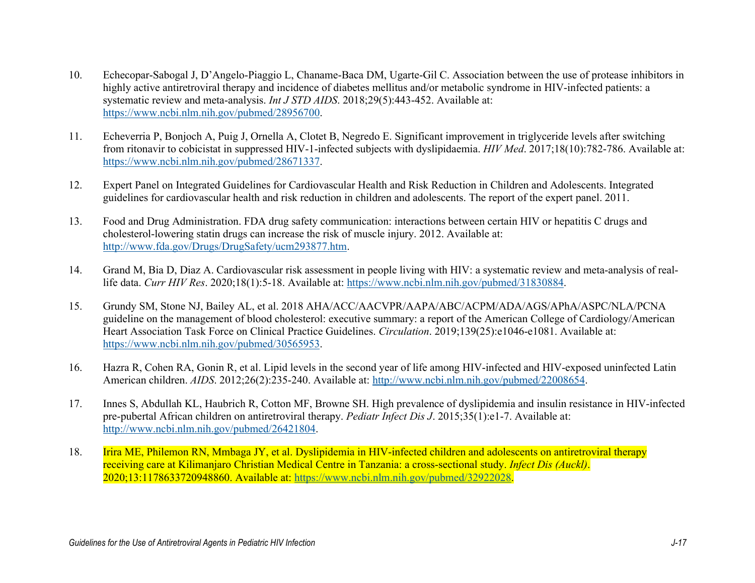10. Echecopar-Sabogal J, D'Angelo-Piaggio L, Chaname-Baca DM, Ugarte-Gil C. Association between the use of protease inhibitors in highly active antiretroviral therapy and incidence of diabetes mellitus and/or metabolic syndrome in HIV-infected patients: a systematic review and meta-analysis. *Int J STD AIDS*. 2018;29(5):443-452. Available at: https://www.ncbi.nlm.nih.gov/pubmed/28956700.

11. Echeverria P, Bonjoch A, Puig J, Ornella A, Clotet B, Negredo E. Significant improvement in triglyceride levels after switching from ritonavir to cobicistat in suppressed HIV-1-infected subjects with dyslipidaemia. *HIV Med*. 2017;18(10):782-786. Available at: https://www.ncbi.nlm.nih.gov/pubmed/28671337.

12. Expert Panel on Integrated Guidelines for Cardiovascular Health and Risk Reduction in Children and Adolescents. Integrated guidelines for cardiovascular health and risk reduction in children and adolescents. The report of the expert panel. 2011.

13. Food and Drug Administration. FDA drug safety communication: interactions between certain HIV or hepatitis C drugs and cholesterol-lowering statin drugs can increase the risk of muscle injury. 2012. Available at: http://www.fda.gov/Drugs/DrugSafety/ucm293877.htm.

14. Grand M, Bia D, Diaz A. Cardiovascular risk assessment in people living with HIV: a systematic review and meta-analysis of real-life data. *Curr HIV Res*. 2020;18(1):5-18. Available at: https://www.ncbi.nlm.nih.gov/pubmed/31830884.

15. Grundy SM, Stone NJ, Bailey AL, et al. 2018 AHA/ACC/AACVPR/AAPA/ABC/ACPM/ADA/AGS/APhA/ASPC/NLA/PCNA guideline on the management of blood cholesterol: executive summary: a report of the American College of Cardiology/American Heart Association Task Force on Clinical Practice Guidelines. *Circulation*. 2019;139(25):e1046-e1081. Available at: https://www.ncbi.nlm.nih.gov/pubmed/30565953.

16. Hazra R, Cohen RA, Gonin R, et al. Lipid levels in the second year of life among HIV-infected and HIV-exposed uninfected Latin American children. *AIDS*. 2012;26(2):235-240. Available at: http://www.ncbi.nlm.nih.gov/pubmed/22008654.

17. Innes S, Abdullah KL, Haubrich R, Cotton MF, Browne SH. High prevalence of dyslipidemia and insulin resistance in HIV-infected pre-pubertal African children on antiretroviral therapy. *Pediatr Infect Dis J*. 2015;35(1):e1-7. Available at: http://www.ncbi.nlm.nih.gov/pubmed/26421804.

18. Irira ME, Philemon RN, Mmbaga JY, et al. Dyslipidemia in HIV-infected children and adolescents on antiretroviral therapy receiving care at Kilimanjaro Christian Medical Centre in Tanzania: a cross-sectional study. *Infect Dis (Auckl)*. 2020;13:1178633720948860. Available at: https://www.ncbi.nlm.nih.gov/pubmed/32922028.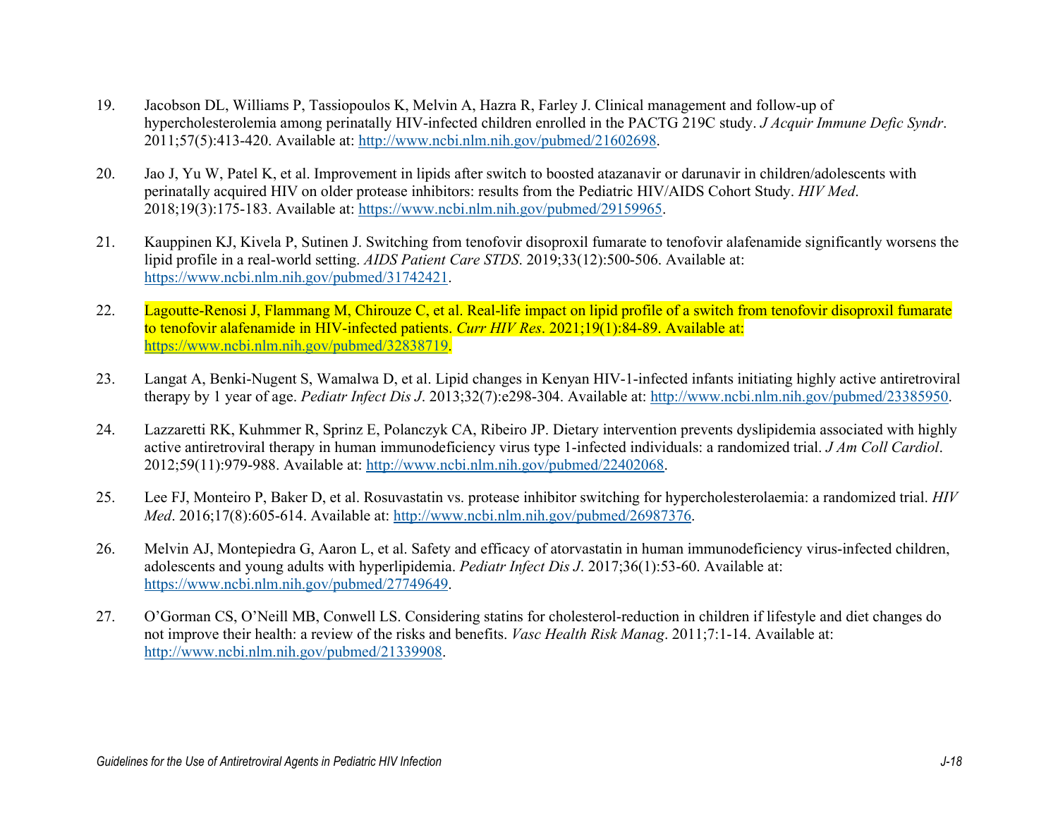19. Jacobson DL, Williams P, Tassiopoulos K, Melvin A, Hazra R, Farley J. Clinical management and follow-up of hypercholesterolemia among perinatally HIV-infected children enrolled in the PACTG 219C study. *J Acquir Immune Defic Syndr*. 2011;57(5):413-420. Available at: [http://www.ncbi.nlm.nih.gov/pubmed/21602698](http://www.ncbi.nlm.nih.gov/pubmed/21602698).

20. Jao J, Yu W, Patel K, et al. Improvement in lipids after switch to boosted atazanavir or darunavir in children/adolescents with perinatally acquired HIV on older protease inhibitors: results from the Pediatric HIV/AIDS Cohort Study. *HIV Med*. 2018;19(3):175-183. Available at: [https://www.ncbi.nlm.nih.gov/pubmed/29159965](https://www.ncbi.nlm.nih.gov/pubmed/29159965).

21. Kauppinen KJ, Kivela P, Sutinen J. Switching from tenofovir disoproxil fumarate to tenofovir alafenamide significantly worsens the lipid profile in a real-world setting. *AIDS Patient Care STDS*. 2019;33(12):500-506. Available at: [https://www.ncbi.nlm.nih.gov/pubmed/31742421](https://www.ncbi.nlm.nih.gov/pubmed/31742421).

22. Lagoutte-Renosi J, Flammang M, Chirouze C, et al. Real-life impact on lipid profile of a switch from tenofovir disoproxil fumarate to tenofovir alafenamide in HIV-infected patients. *Curr HIV Res*. 2021;19(1):84-89. Available at: [https://www.ncbi.nlm.nih.gov/pubmed/32838719](https://www.ncbi.nlm.nih.gov/pubmed/32838719).

23. Langat A, Benki-Nugent S, Wamalwa D, et al. Lipid changes in Kenyan HIV-1-infected infants initiating highly active antiretroviral therapy by 1 year of age. *Pediatr Infect Dis J*. 2013;32(7):e298-304. Available at: [http://www.ncbi.nlm.nih.gov/pubmed/23385950](http://www.ncbi.nlm.nih.gov/pubmed/23385950).

24. Lazzaretti RK, Kuhmmer R, Sprinz E, Polanczyk CA, Ribeiro JP. Dietary intervention prevents dyslipidemia associated with highly active antiretroviral therapy in human immunodeficiency virus type 1-infected individuals: a randomized trial. *J Am Coll Cardiol*. 2012;59(11):979-988. Available at: [http://www.ncbi.nlm.nih.gov/pubmed/22402068](http://www.ncbi.nlm.nih.gov/pubmed/22402068).

25. Lee FJ, Monteiro P, Baker D, et al. Rosuvastatin vs. protease inhibitor switching for hypercholesterolaemia: a randomized trial. *HIV Med*. 2016;17(8):605-614. Available at: [http://www.ncbi.nlm.nih.gov/pubmed/26987376](http://www.ncbi.nlm.nih.gov/pubmed/26987376).

26. Melvin AJ, Montepiedra G, Aaron L, et al. Safety and efficacy of atorvastatin in human immunodeficiency virus-infected children, adolescents and young adults with hyperlipidemia. *Pediatr Infect Dis J*. 2017;36(1):53-60. Available at: [https://www.ncbi.nlm.nih.gov/pubmed/27749649](https://www.ncbi.nlm.nih.gov/pubmed/27749649).

27. O'Gorman CS, O'Neill MB, Conwell LS. Considering statins for cholesterol-reduction in children if lifestyle and diet changes do not improve their health: a review of the risks and benefits. *Vasc Health Risk Manag*. 2011;7:1-14. Available at: [http://www.ncbi.nlm.nih.gov/pubmed/21339908](http://www.ncbi.nlm.nih.gov/pubmed/21339908).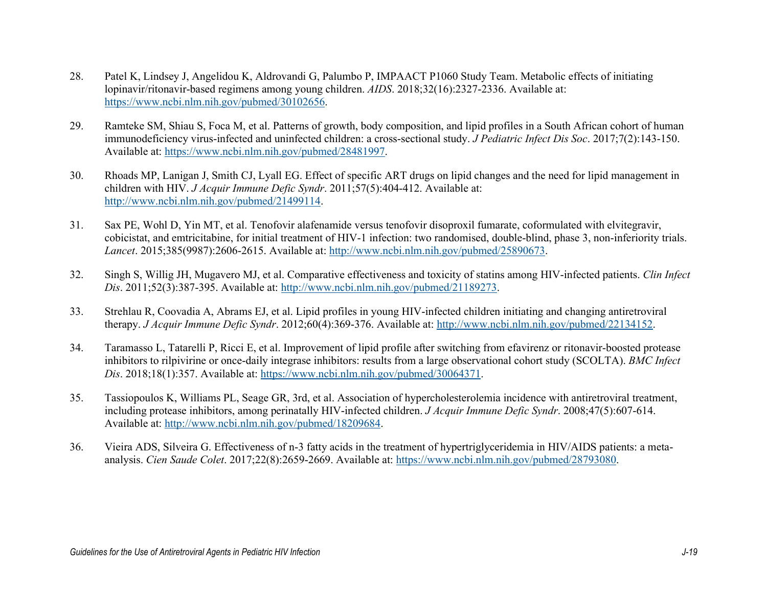28. Patel K, Lindsey J, Angelidou K, Aldrovandi G, Palumbo P, IMPAACT P1060 Study Team. Metabolic effects of initiating lopinavir/ritonavir-based regimens among young children. *AIDS*. 2018;32(16):2327-2336. Available at: https://www.ncbi.nlm.nih.gov/pubmed/30102656.

29. Ramteke SM, Shiau S, Foca M, et al. Patterns of growth, body composition, and lipid profiles in a South African cohort of human immunodeficiency virus-infected and uninfected children: a cross-sectional study. *J Pediatric Infect Dis Soc*. 2017;7(2):143-150. Available at: https://www.ncbi.nlm.nih.gov/pubmed/28481997.

30. Rhoads MP, Lanigan J, Smith CJ, Lyall EG. Effect of specific ART drugs on lipid changes and the need for lipid management in children with HIV. *J Acquir Immune Defic Syndr*. 2011;57(5):404-412. Available at: http://www.ncbi.nlm.nih.gov/pubmed/21499114.

31. Sax PE, Wohl D, Yin MT, et al. Tenofovir alafenamide versus tenofovir disoproxil fumarate, coformulated with elvitegravir, cobicistat, and emtricitabine, for initial treatment of HIV-1 infection: two randomised, double-blind, phase 3, non-inferiority trials. *Lancet*. 2015;385(9987):2606-2615. Available at: http://www.ncbi.nlm.nih.gov/pubmed/25890673.

32. Singh S, Willig JH, Mugavero MJ, et al. Comparative effectiveness and toxicity of statins among HIV-infected patients. *Clin Infect Dis*. 2011;52(3):387-395. Available at: http://www.ncbi.nlm.nih.gov/pubmed/21189273.

33. Strehlau R, Coovadia A, Abrams EJ, et al. Lipid profiles in young HIV-infected children initiating and changing antiretroviral therapy. *J Acquir Immune Defic Syndr*. 2012;60(4):369-376. Available at: http://www.ncbi.nlm.nih.gov/pubmed/22134152.

34. Taramasso L, Tatarelli P, Ricci E, et al. Improvement of lipid profile after switching from efavirenz or ritonavir-boosted protease inhibitors to rilpivirine or once-daily integrase inhibitors: results from a large observational cohort study (SCOLTA). *BMC Infect Dis*. 2018;18(1):357. Available at: https://www.ncbi.nlm.nih.gov/pubmed/30064371.

35. Tassiopoulos K, Williams PL, Seage GR, 3rd, et al. Association of hypercholesterolemia incidence with antiretroviral treatment, including protease inhibitors, among perinatally HIV-infected children. *J Acquir Immune Defic Syndr*. 2008;47(5):607-614. Available at: http://www.ncbi.nlm.nih.gov/pubmed/18209684.

36. Vieira ADS, Silveira G. Effectiveness of n-3 fatty acids in the treatment of hypertriglyceridemia in HIV/AIDS patients: a meta-analysis. *Cien Saude Colet*. 2017;22(8):2659-2669. Available at: https://www.ncbi.nlm.nih.gov/pubmed/28793080.